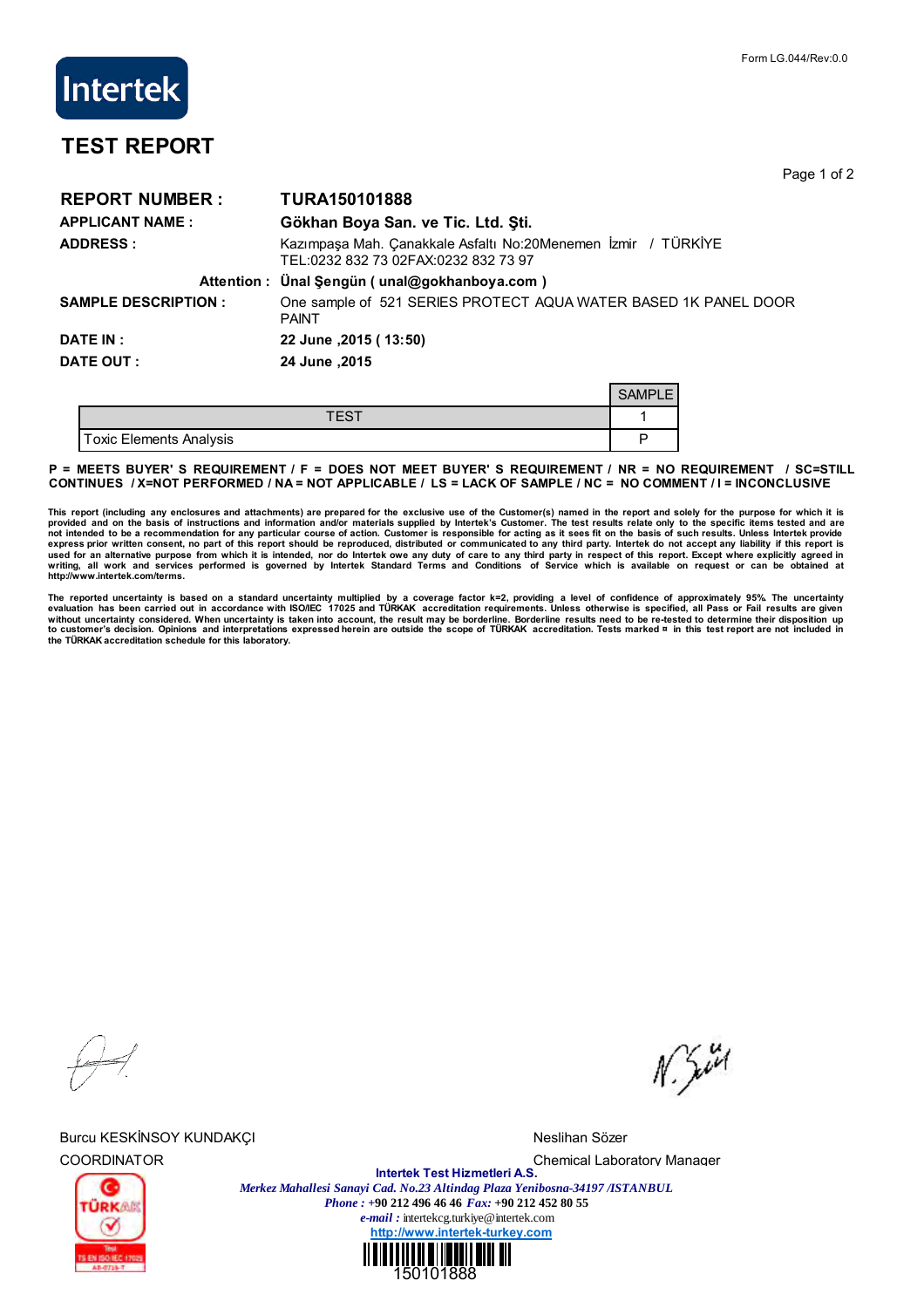Form LG.044/Rev:0.0

Intertek

# TEST REPORT

**REPORT NUMBER :** **TURA150101888**

**APPLICANT NAME :** **Gökhan Boya San. ve Tic. Ltd. Şti.**

**ADDRESS :** Kazımpaşa Mah. Çanakkale Asfaltı No:20Menemen İzmir / TÜRKİYE
TEL:0232 832 73 02FAX:0232 832 73 97

**Attention :** **Ünal Şengün ( unal@gokhanboya.com )**

**SAMPLE DESCRIPTION :** One sample of 521 SERIES PROTECT AQUA WATER BASED 1K PANEL DOOR PAINT

**DATE IN :** **22 June ,2015 ( 13:50)**

**DATE OUT :** **24 June ,2015**

| TEST | SAMPLE |
|---|---|
| | 1 |
| Toxic Elements Analysis | P |

**P = MEETS BUYER' S REQUIREMENT / F = DOES NOT MEET BUYER' S REQUIREMENT / NR = NO REQUIREMENT / SC=STILL CONTINUES / X=NOT PERFORMED / NA = NOT APPLICABLE / LS = LACK OF SAMPLE / NC = NO COMMENT / I = INCONCLUSIVE**

**This report (including any enclosures and attachments) are prepared for the exclusive use of the Customer(s) named in the report and solely for the purpose for which it is provided and on the basis of instructions and information and/or materials supplied by Intertek's Customer. The test results relate only to the specific items tested and are not intended to be a recommendation for any particular course of action. Customer is responsible for acting as it sees fit on the basis of such results. Unless Intertek provide express prior written consent, no part of this report should be reproduced, distributed or communicated to any third party. Intertek do not accept any liability if this report is used for an alternative purpose from which it is intended, nor do Intertek owe any duty of care to any third party in respect of this report. Except where explicitly agreed in writing, all work and services performed is governed by Intertek Standard Terms and Conditions of Service which is available on request or can be obtained at http://www.intertek.com/terms.**

**The reported uncertainty is based on a standard uncertainty multiplied by a coverage factor k=2, providing a level of confidence of approximately 95%. The uncertainty evaluation has been carried out in accordance with ISO/IEC 17025 and TÜRKAK accreditation requirements. Unless otherwise is specified, all Pass or Fail results are given without uncertainty considered. When uncertainty is taken into account, the result may be borderline. Borderline results need to be re-tested to determine their disposition up to customer's decision. Opinions and interpretations expressed herein are outside the scope of TÜRKAK accreditation. Tests marked ¤ in this test report are not included in the TÜRKAK accreditation schedule for this laboratory.**

Burcu KESKİNSOY KUNDAKÇI
COORDINATOR

Neslihan Sözer
Chemical Laboratory Manager

TÜRKAK Test TS EN ISO/IEC 17025 AB-0716-T

**Intertek Test Hizmetleri A.S.**
***Merkez Mahallesi Sanayi Cad. No.23 Altindag Plaza Yenibosna-34197 /ISTANBUL***
***Phone :*** **+90 212 496 46 46** ***Fax:*** **+90 212 452 80 55**
***e-mail :*** intertekcg.turkiye@intertek.com
http://www.intertek-turkey.com

150101888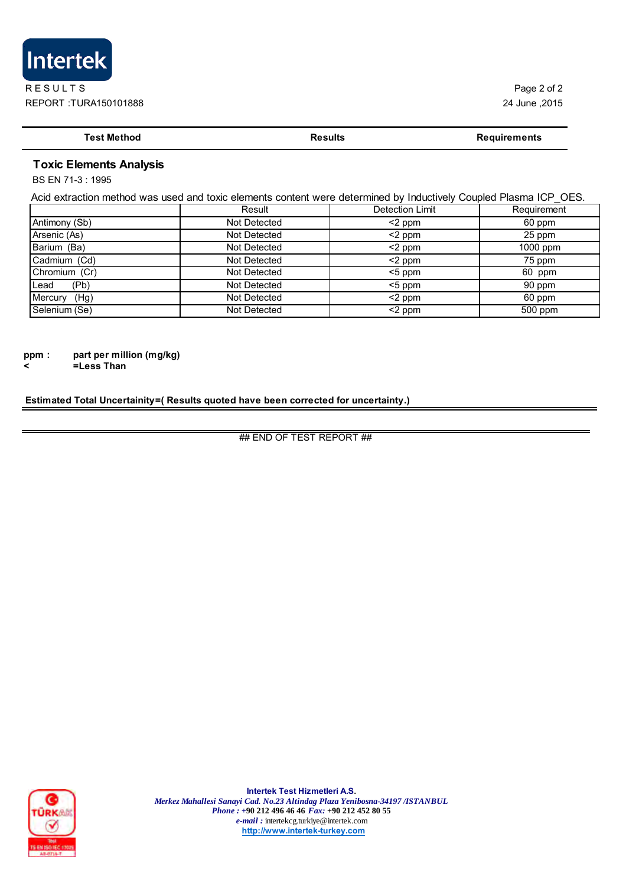RESULTS

REPORT :TURA150101888

24 June ,2015

| Test Method | Results | Requirements |
|---|---|---|

## Toxic Elements Analysis

BS EN 71-3 : 1995

Acid extraction method was used and toxic elements content were determined by Inductively Coupled Plasma ICP_OES.

| | Result | Detection Limit | Requirement |
|---|---|---|---|
| Antimony (Sb) | Not Detected | <2 ppm | 60 ppm |
| Arsenic (As) | Not Detected | <2 ppm | 25 ppm |
| Barium (Ba) | Not Detected | <2 ppm | 1000 ppm |
| Cadmium (Cd) | Not Detected | <2 ppm | 75 ppm |
| Chromium (Cr) | Not Detected | <5 ppm | 60 ppm |
| Lead (Pb) | Not Detected | <5 ppm | 90 ppm |
| Mercury (Hg) | Not Detected | <2 ppm | 60 ppm |
| Selenium (Se) | Not Detected | <2 ppm | 500 ppm |

**ppm :** **part per million (mg/kg)**
**<** **=Less Than**

**Estimated Total Uncertainity=( Results quoted have been corrected for uncertainty.)**

## END OF TEST REPORT ##

**Intertek Test Hizmetleri A.S.**
*Merkez Mahallesi Sanayi Cad. No.23 Altindag Plaza Yenibosna-34197 /ISTANBUL*
*Phone :* +90 212 496 46 46 *Fax:* +90 212 452 80 55
*e-mail :* intertekcg.turkiye@intertek.com
http://www.intertek-turkey.com